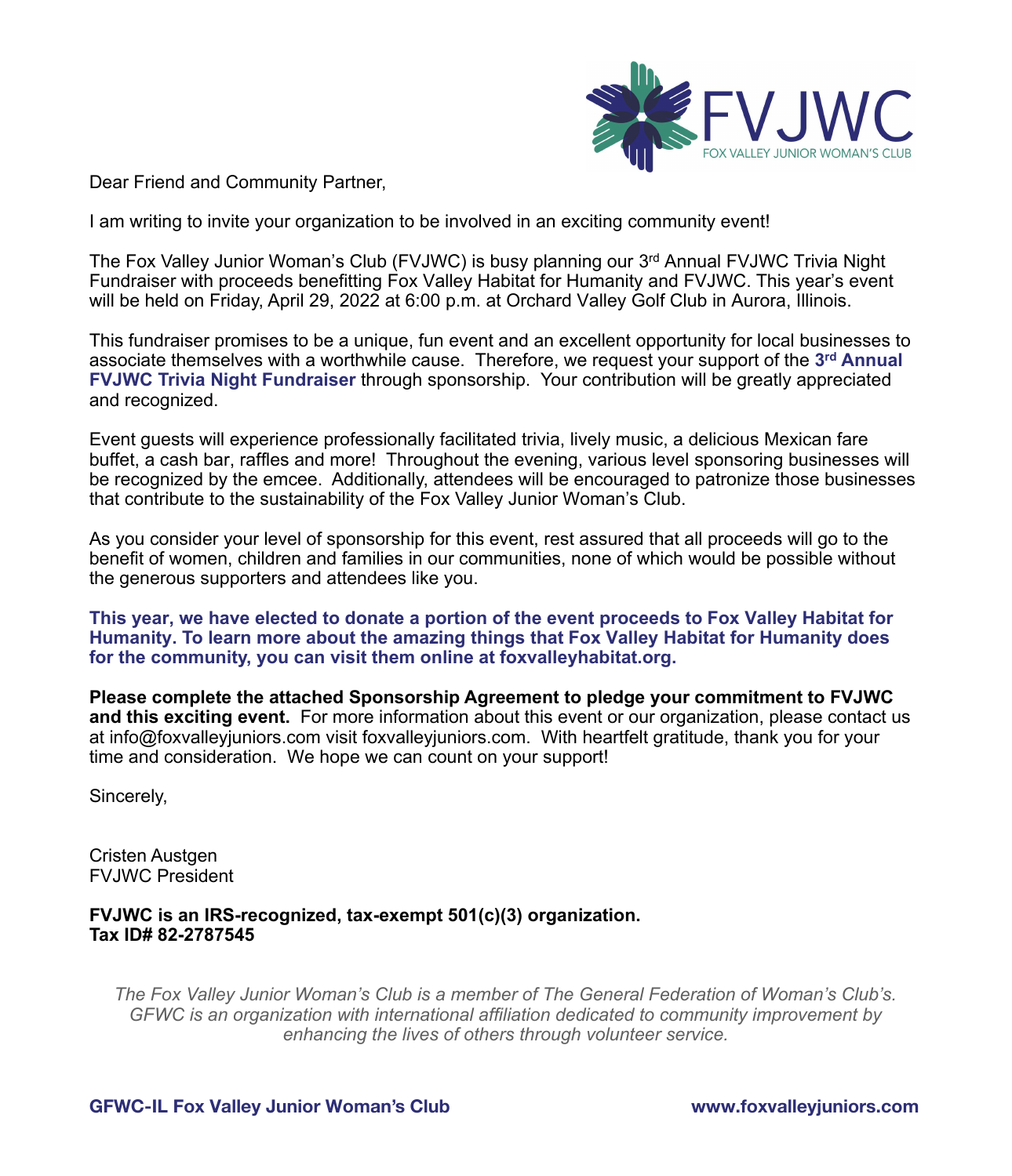FVJWC
FOX VALLEY JUNIOR WOMAN'S CLUB

Dear Friend and Community Partner,

I am writing to invite your organization to be involved in an exciting community event!

The Fox Valley Junior Woman's Club (FVJWC) is busy planning our 3rd Annual FVJWC Trivia Night Fundraiser with proceeds benefitting Fox Valley Habitat for Humanity and FVJWC. This year's event will be held on Friday, April 29, 2022 at 6:00 p.m. at Orchard Valley Golf Club in Aurora, Illinois.

This fundraiser promises to be a unique, fun event and an excellent opportunity for local businesses to associate themselves with a worthwhile cause. Therefore, we request your support of the **3rd Annual FVJWC Trivia Night Fundraiser** through sponsorship. Your contribution will be greatly appreciated and recognized.

Event guests will experience professionally facilitated trivia, lively music, a delicious Mexican fare buffet, a cash bar, raffles and more! Throughout the evening, various level sponsoring businesses will be recognized by the emcee. Additionally, attendees will be encouraged to patronize those businesses that contribute to the sustainability of the Fox Valley Junior Woman's Club.

As you consider your level of sponsorship for this event, rest assured that all proceeds will go to the benefit of women, children and families in our communities, none of which would be possible without the generous supporters and attendees like you.

**This year, we have elected to donate a portion of the event proceeds to Fox Valley Habitat for Humanity. To learn more about the amazing things that Fox Valley Habitat for Humanity does for the community, you can visit them online at foxvalleyhabitat.org.**

**Please complete the attached Sponsorship Agreement to pledge your commitment to FVJWC and this exciting event.** For more information about this event or our organization, please contact us at info@foxvalleyjuniors.com visit foxvalleyjuniors.com. With heartfelt gratitude, thank you for your time and consideration. We hope we can count on your support!

Sincerely,

Cristen Austgen
FVJWC President

**FVJWC is an IRS-recognized, tax-exempt 501(c)(3) organization.**
**Tax ID# 82-2787545**

*The Fox Valley Junior Woman's Club is a member of The General Federation of Woman's Club's. GFWC is an organization with international affiliation dedicated to community improvement by enhancing the lives of others through volunteer service.*

**GFWC-IL Fox Valley Junior Woman's Club** **www.foxvalleyjuniors.com**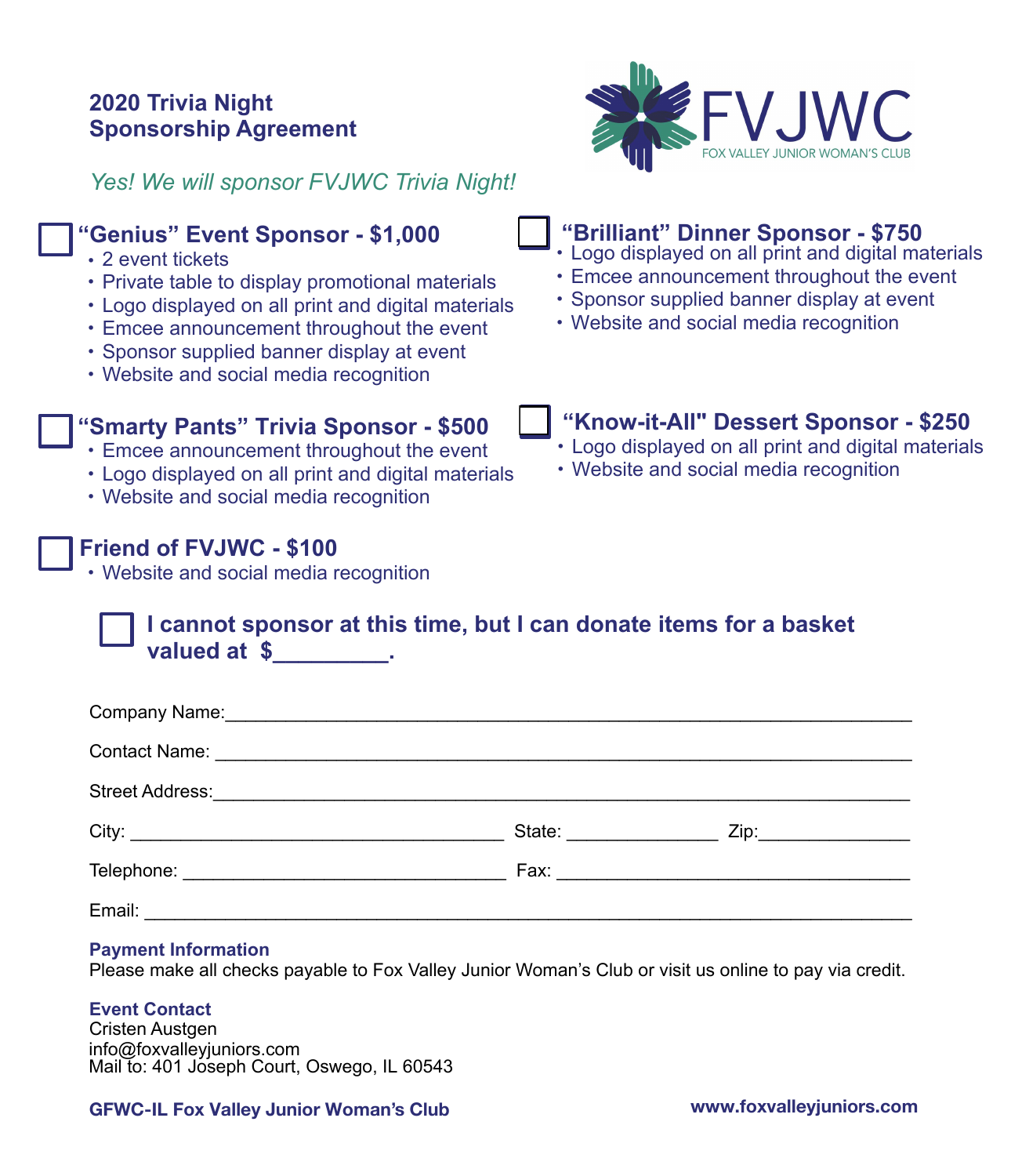# 2020 Trivia Night Sponsorship Agreement

FVJWC
FOX VALLEY JUNIOR WOMAN'S CLUB

*Yes! We will sponsor FVJWC Trivia Night!*

☐ **"Genius" Event Sponsor - $1,000**
- 2 event tickets
- Private table to display promotional materials
- Logo displayed on all print and digital materials
- Emcee announcement throughout the event
- Sponsor supplied banner display at event
- Website and social media recognition

☐ **"Brilliant" Dinner Sponsor - $750**
- Logo displayed on all print and digital materials
- Emcee announcement throughout the event
- Sponsor supplied banner display at event
- Website and social media recognition

☐ **"Smarty Pants" Trivia Sponsor - $500**
- Emcee announcement throughout the event
- Logo displayed on all print and digital materials
- Website and social media recognition

☐ **"Know-it-All" Dessert Sponsor - $250**
- Logo displayed on all print and digital materials
- Website and social media recognition

☐ **Friend of FVJWC - $100**
- Website and social media recognition

☐ **I cannot sponsor at this time, but I can donate items for a basket valued at $_________.**

Company Name:_______________________________________________

Contact Name: _______________________________________________

Street Address:_______________________________________________

City: ___________________________ State: ______________ Zip:______________

Telephone: _________________________ Fax: _________________________

Email: _______________________________________________

**Payment Information**
Please make all checks payable to Fox Valley Junior Woman's Club or visit us online to pay via credit.

**Event Contact**
Cristen Austgen
info@foxvalleyjuniors.com
Mail to: 401 Joseph Court, Oswego, IL 60543

**GFWC-IL Fox Valley Junior Woman's Club** **www.foxvalleyjuniors.com**